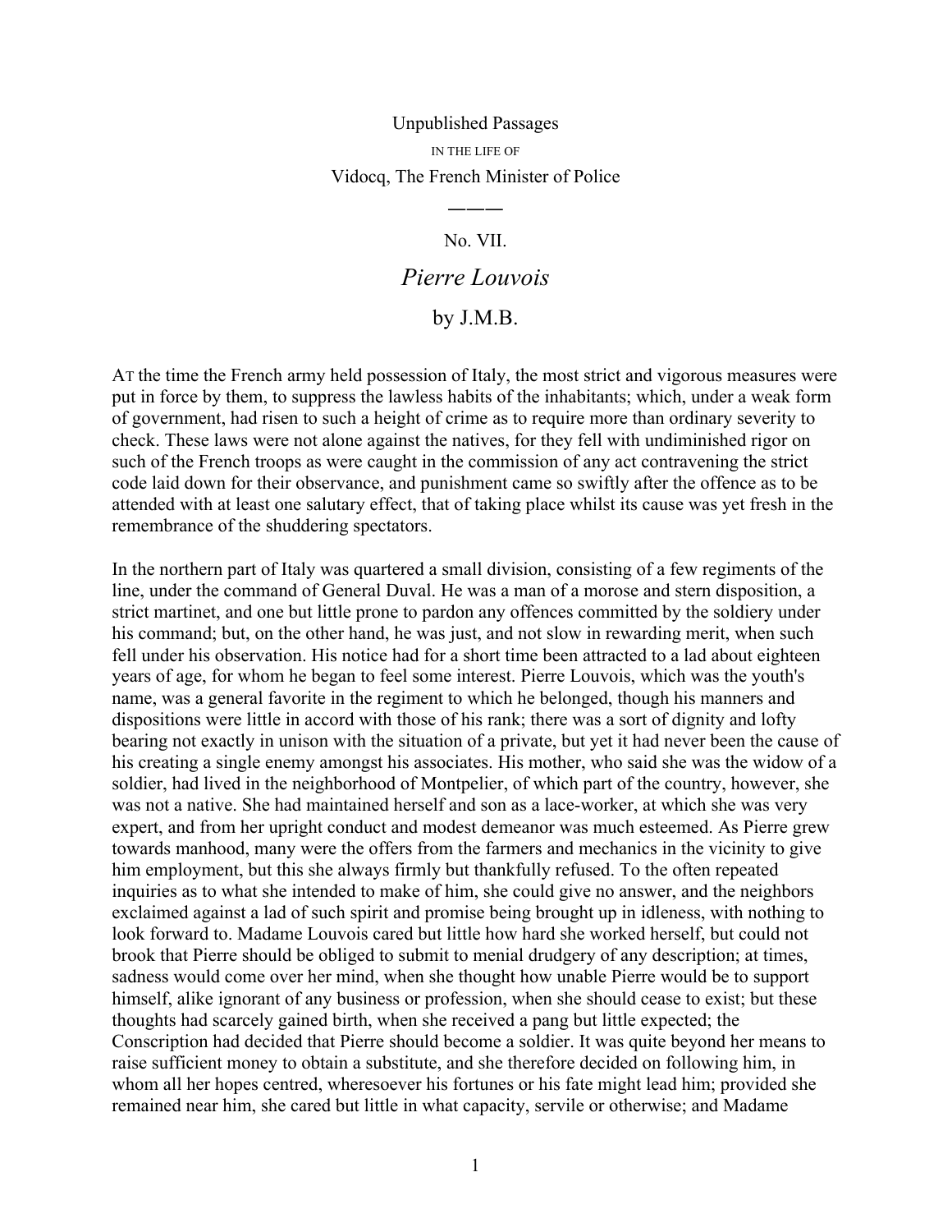Unpublished Passages

IN THE LIFE OF

Vidocq, The French Minister of Police

———

No. VII.

# *Pierre Louvois*

by J.M.B.

AT the time the French army held possession of Italy, the most strict and vigorous measures were put in force by them, to suppress the lawless habits of the inhabitants; which, under a weak form of government, had risen to such a height of crime as to require more than ordinary severity to check. These laws were not alone against the natives, for they fell with undiminished rigor on such of the French troops as were caught in the commission of any act contravening the strict code laid down for their observance, and punishment came so swiftly after the offence as to be attended with at least one salutary effect, that of taking place whilst its cause was yet fresh in the remembrance of the shuddering spectators.

In the northern part of Italy was quartered a small division, consisting of a few regiments of the line, under the command of General Duval. He was a man of a morose and stern disposition, a strict martinet, and one but little prone to pardon any offences committed by the soldiery under his command; but, on the other hand, he was just, and not slow in rewarding merit, when such fell under his observation. His notice had for a short time been attracted to a lad about eighteen years of age, for whom he began to feel some interest. Pierre Louvois, which was the youth's name, was a general favorite in the regiment to which he belonged, though his manners and dispositions were little in accord with those of his rank; there was a sort of dignity and lofty bearing not exactly in unison with the situation of a private, but yet it had never been the cause of his creating a single enemy amongst his associates. His mother, who said she was the widow of a soldier, had lived in the neighborhood of Montpelier, of which part of the country, however, she was not a native. She had maintained herself and son as a lace-worker, at which she was very expert, and from her upright conduct and modest demeanor was much esteemed. As Pierre grew towards manhood, many were the offers from the farmers and mechanics in the vicinity to give him employment, but this she always firmly but thankfully refused. To the often repeated inquiries as to what she intended to make of him, she could give no answer, and the neighbors exclaimed against a lad of such spirit and promise being brought up in idleness, with nothing to look forward to. Madame Louvois cared but little how hard she worked herself, but could not brook that Pierre should be obliged to submit to menial drudgery of any description; at times, sadness would come over her mind, when she thought how unable Pierre would be to support himself, alike ignorant of any business or profession, when she should cease to exist; but these thoughts had scarcely gained birth, when she received a pang but little expected; the Conscription had decided that Pierre should become a soldier. It was quite beyond her means to raise sufficient money to obtain a substitute, and she therefore decided on following him, in whom all her hopes centred, wheresoever his fortunes or his fate might lead him; provided she remained near him, she cared but little in what capacity, servile or otherwise; and Madame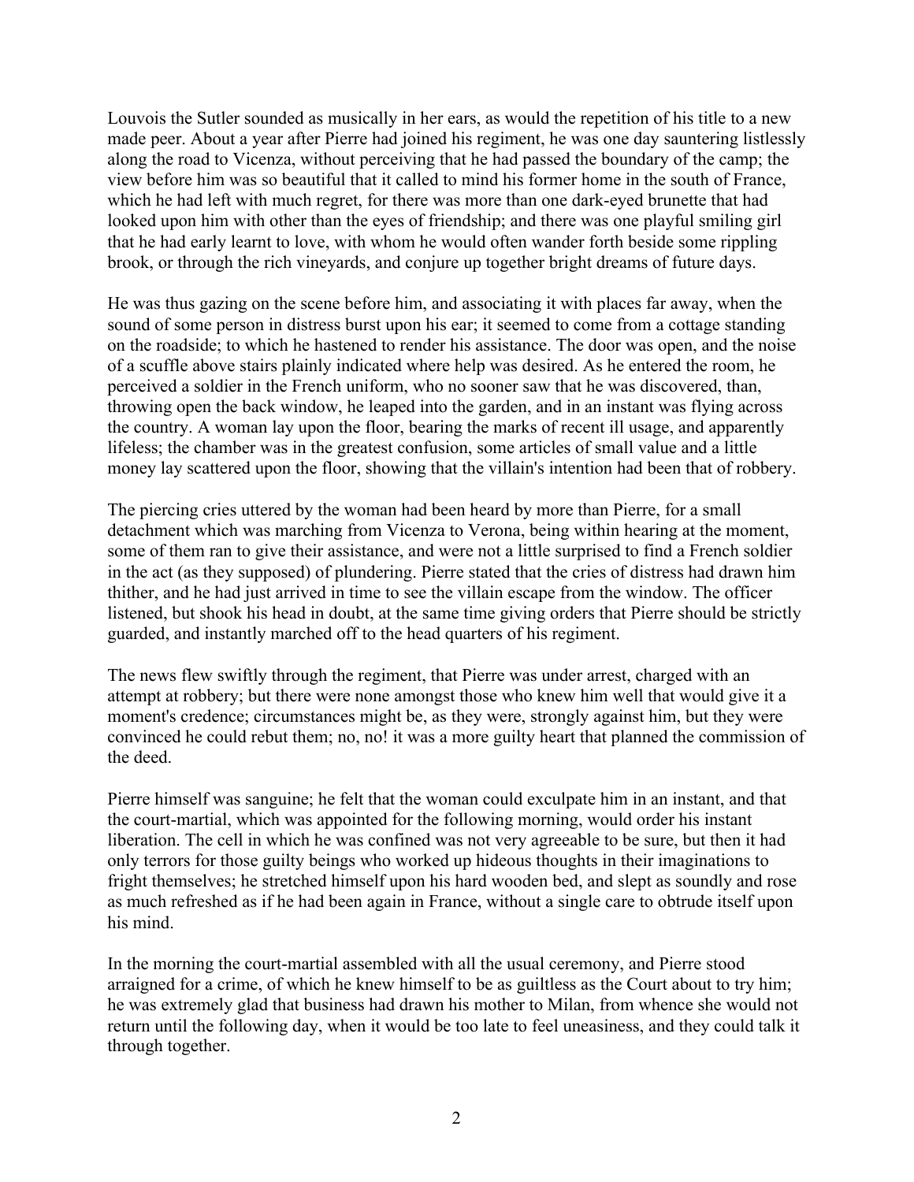Louvois the Sutler sounded as musically in her ears, as would the repetition of his title to a new made peer. About a year after Pierre had joined his regiment, he was one day sauntering listlessly along the road to Vicenza, without perceiving that he had passed the boundary of the camp; the view before him was so beautiful that it called to mind his former home in the south of France, which he had left with much regret, for there was more than one dark-eyed brunette that had looked upon him with other than the eyes of friendship; and there was one playful smiling girl that he had early learnt to love, with whom he would often wander forth beside some rippling brook, or through the rich vineyards, and conjure up together bright dreams of future days.

He was thus gazing on the scene before him, and associating it with places far away, when the sound of some person in distress burst upon his ear; it seemed to come from a cottage standing on the roadside; to which he hastened to render his assistance. The door was open, and the noise of a scuffle above stairs plainly indicated where help was desired. As he entered the room, he perceived a soldier in the French uniform, who no sooner saw that he was discovered, than, throwing open the back window, he leaped into the garden, and in an instant was flying across the country. A woman lay upon the floor, bearing the marks of recent ill usage, and apparently lifeless; the chamber was in the greatest confusion, some articles of small value and a little money lay scattered upon the floor, showing that the villain's intention had been that of robbery.

The piercing cries uttered by the woman had been heard by more than Pierre, for a small detachment which was marching from Vicenza to Verona, being within hearing at the moment, some of them ran to give their assistance, and were not a little surprised to find a French soldier in the act (as they supposed) of plundering. Pierre stated that the cries of distress had drawn him thither, and he had just arrived in time to see the villain escape from the window. The officer listened, but shook his head in doubt, at the same time giving orders that Pierre should be strictly guarded, and instantly marched off to the head quarters of his regiment.

The news flew swiftly through the regiment, that Pierre was under arrest, charged with an attempt at robbery; but there were none amongst those who knew him well that would give it a moment's credence; circumstances might be, as they were, strongly against him, but they were convinced he could rebut them; no, no! it was a more guilty heart that planned the commission of the deed.

Pierre himself was sanguine; he felt that the woman could exculpate him in an instant, and that the court-martial, which was appointed for the following morning, would order his instant liberation. The cell in which he was confined was not very agreeable to be sure, but then it had only terrors for those guilty beings who worked up hideous thoughts in their imaginations to fright themselves; he stretched himself upon his hard wooden bed, and slept as soundly and rose as much refreshed as if he had been again in France, without a single care to obtrude itself upon his mind.

In the morning the court-martial assembled with all the usual ceremony, and Pierre stood arraigned for a crime, of which he knew himself to be as guiltless as the Court about to try him; he was extremely glad that business had drawn his mother to Milan, from whence she would not return until the following day, when it would be too late to feel uneasiness, and they could talk it through together.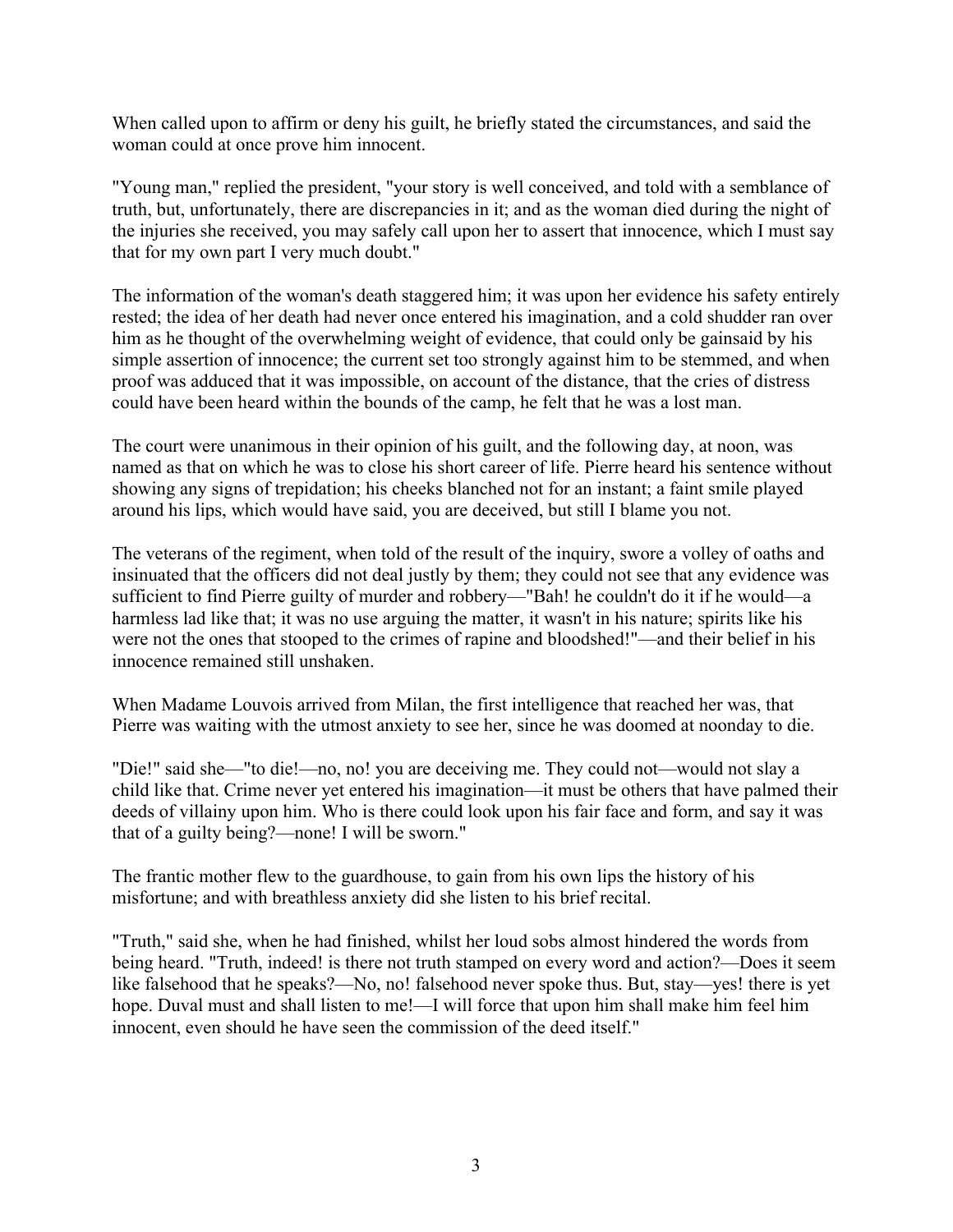When called upon to affirm or deny his guilt, he briefly stated the circumstances, and said the woman could at once prove him innocent.

"Young man," replied the president, "your story is well conceived, and told with a semblance of truth, but, unfortunately, there are discrepancies in it; and as the woman died during the night of the injuries she received, you may safely call upon her to assert that innocence, which I must say that for my own part I very much doubt."

The information of the woman's death staggered him; it was upon her evidence his safety entirely rested; the idea of her death had never once entered his imagination, and a cold shudder ran over him as he thought of the overwhelming weight of evidence, that could only be gainsaid by his simple assertion of innocence; the current set too strongly against him to be stemmed, and when proof was adduced that it was impossible, on account of the distance, that the cries of distress could have been heard within the bounds of the camp, he felt that he was a lost man.

The court were unanimous in their opinion of his guilt, and the following day, at noon, was named as that on which he was to close his short career of life. Pierre heard his sentence without showing any signs of trepidation; his cheeks blanched not for an instant; a faint smile played around his lips, which would have said, you are deceived, but still I blame you not.

The veterans of the regiment, when told of the result of the inquiry, swore a volley of oaths and insinuated that the officers did not deal justly by them; they could not see that any evidence was sufficient to find Pierre guilty of murder and robbery—"Bah! he couldn't do it if he would—a harmless lad like that; it was no use arguing the matter, it wasn't in his nature; spirits like his were not the ones that stooped to the crimes of rapine and bloodshed!"—and their belief in his innocence remained still unshaken.

When Madame Louvois arrived from Milan, the first intelligence that reached her was, that Pierre was waiting with the utmost anxiety to see her, since he was doomed at noonday to die.

"Die!" said she—"to die!—no, no! you are deceiving me. They could not—would not slay a child like that. Crime never yet entered his imagination—it must be others that have palmed their deeds of villainy upon him. Who is there could look upon his fair face and form, and say it was that of a guilty being?—none! I will be sworn."

The frantic mother flew to the guardhouse, to gain from his own lips the history of his misfortune; and with breathless anxiety did she listen to his brief recital.

"Truth," said she, when he had finished, whilst her loud sobs almost hindered the words from being heard. "Truth, indeed! is there not truth stamped on every word and action?—Does it seem like falsehood that he speaks?—No, no! falsehood never spoke thus. But, stay—yes! there is yet hope. Duval must and shall listen to me!—I will force that upon him shall make him feel him innocent, even should he have seen the commission of the deed itself."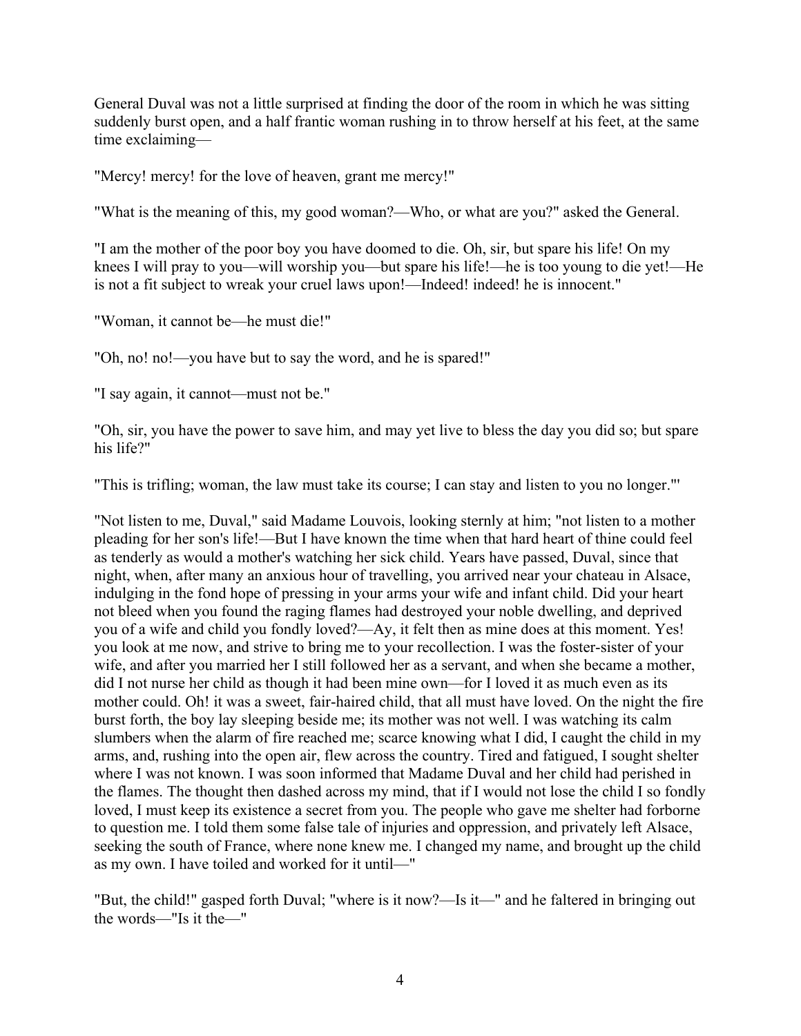General Duval was not a little surprised at finding the door of the room in which he was sitting suddenly burst open, and a half frantic woman rushing in to throw herself at his feet, at the same time exclaiming—

"Mercy! mercy! for the love of heaven, grant me mercy!"

"What is the meaning of this, my good woman?—Who, or what are you?" asked the General.

"I am the mother of the poor boy you have doomed to die. Oh, sir, but spare his life! On my knees I will pray to you—will worship you—but spare his life!—he is too young to die yet!—He is not a fit subject to wreak your cruel laws upon!—Indeed! indeed! he is innocent."

"Woman, it cannot be—he must die!"

"Oh, no! no!—you have but to say the word, and he is spared!"

"I say again, it cannot—must not be."

"Oh, sir, you have the power to save him, and may yet live to bless the day you did so; but spare his life?"

"This is trifling; woman, the law must take its course; I can stay and listen to you no longer."'

"Not listen to me, Duval," said Madame Louvois, looking sternly at him; "not listen to a mother pleading for her son's life!—But I have known the time when that hard heart of thine could feel as tenderly as would a mother's watching her sick child. Years have passed, Duval, since that night, when, after many an anxious hour of travelling, you arrived near your chateau in Alsace, indulging in the fond hope of pressing in your arms your wife and infant child. Did your heart not bleed when you found the raging flames had destroyed your noble dwelling, and deprived you of a wife and child you fondly loved?—Ay, it felt then as mine does at this moment. Yes! you look at me now, and strive to bring me to your recollection. I was the foster-sister of your wife, and after you married her I still followed her as a servant, and when she became a mother, did I not nurse her child as though it had been mine own—for I loved it as much even as its mother could. Oh! it was a sweet, fair-haired child, that all must have loved. On the night the fire burst forth, the boy lay sleeping beside me; its mother was not well. I was watching its calm slumbers when the alarm of fire reached me; scarce knowing what I did, I caught the child in my arms, and, rushing into the open air, flew across the country. Tired and fatigued, I sought shelter where I was not known. I was soon informed that Madame Duval and her child had perished in the flames. The thought then dashed across my mind, that if I would not lose the child I so fondly loved, I must keep its existence a secret from you. The people who gave me shelter had forborne to question me. I told them some false tale of injuries and oppression, and privately left Alsace, seeking the south of France, where none knew me. I changed my name, and brought up the child as my own. I have toiled and worked for it until—"

"But, the child!" gasped forth Duval; "where is it now?—Is it—" and he faltered in bringing out the words—"Is it the—"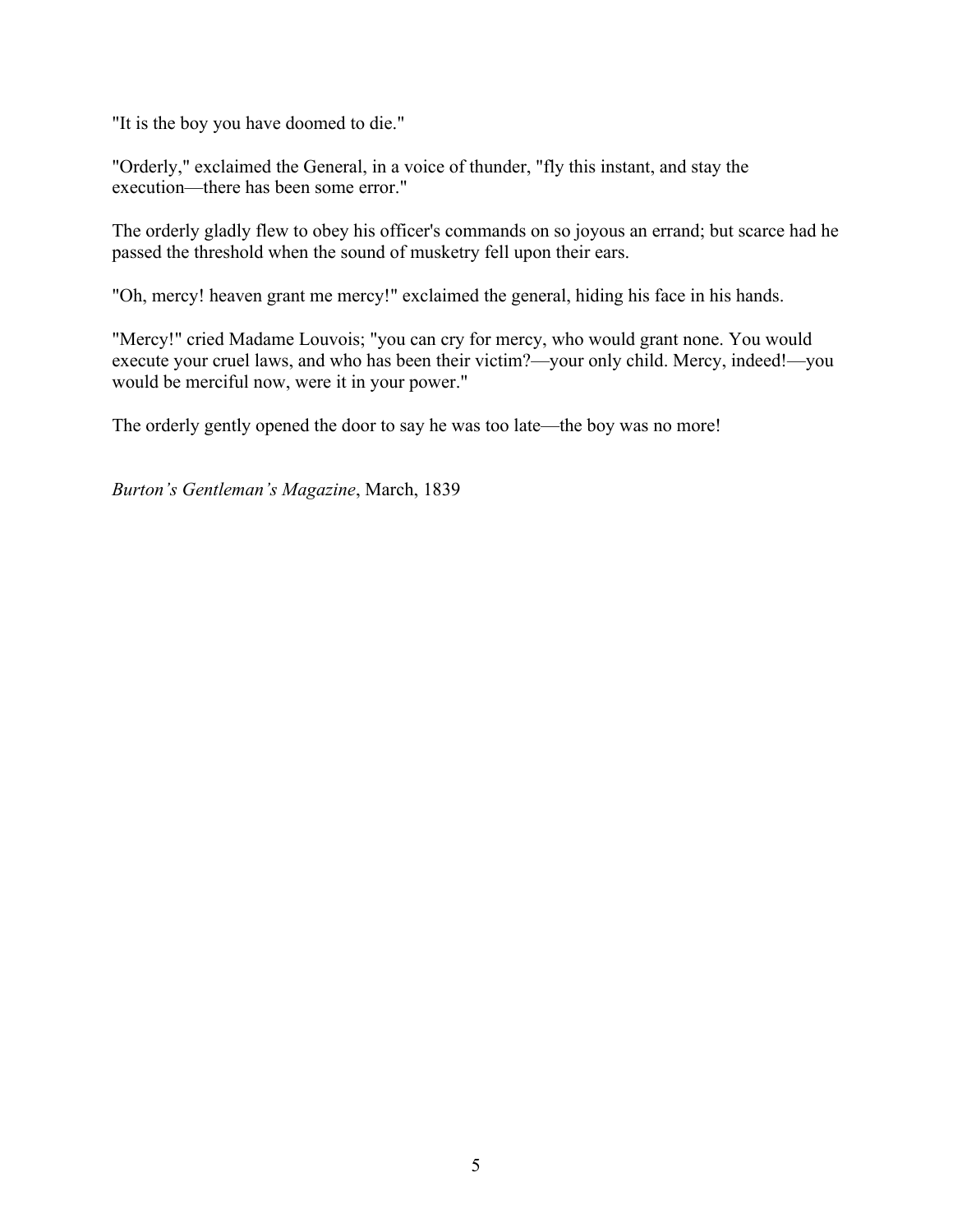"It is the boy you have doomed to die."

"Orderly," exclaimed the General, in a voice of thunder, "fly this instant, and stay the execution—there has been some error."

The orderly gladly flew to obey his officer's commands on so joyous an errand; but scarce had he passed the threshold when the sound of musketry fell upon their ears.

"Oh, mercy! heaven grant me mercy!" exclaimed the general, hiding his face in his hands.

"Mercy!" cried Madame Louvois; "you can cry for mercy, who would grant none. You would execute your cruel laws, and who has been their victim?—your only child. Mercy, indeed!—you would be merciful now, were it in your power."

The orderly gently opened the door to say he was too late—the boy was no more!

*Burton's Gentleman's Magazine*, March, 1839